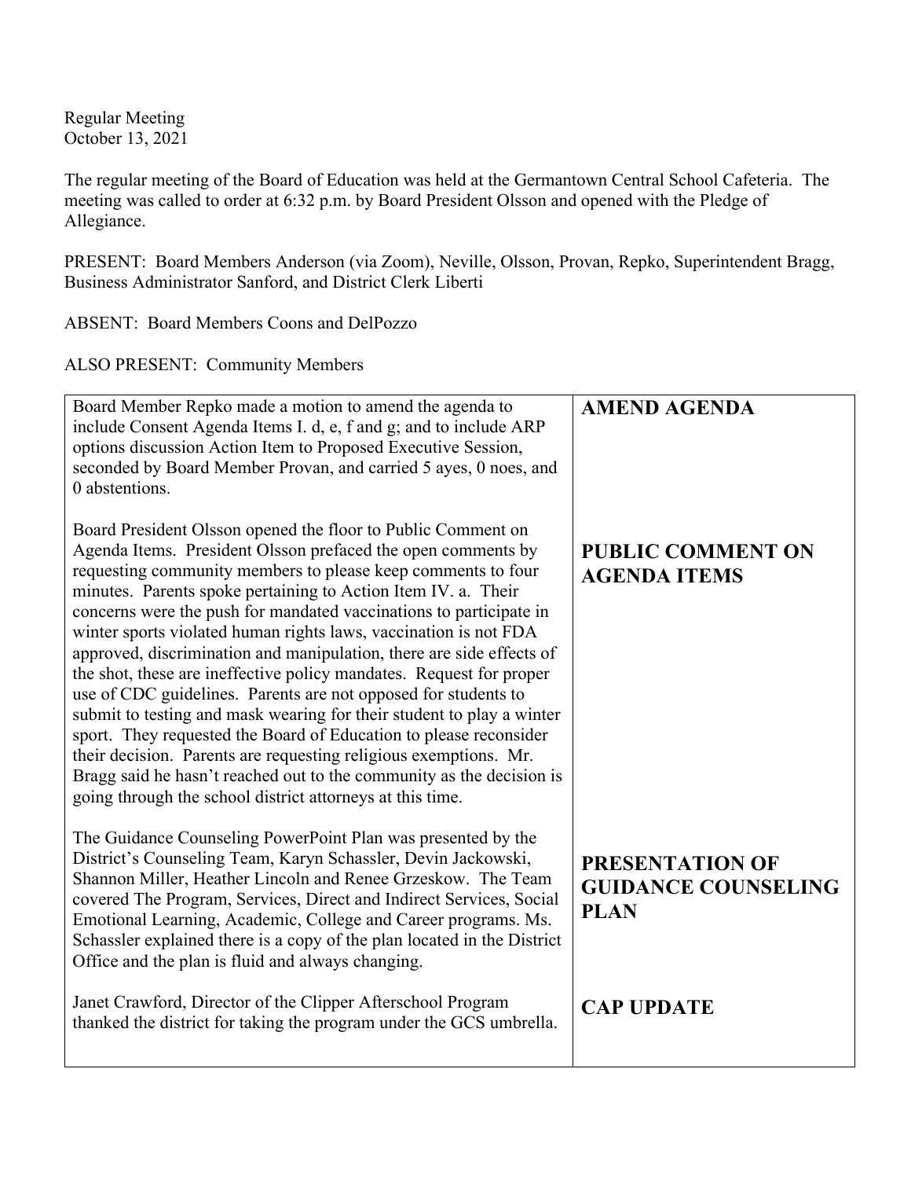Regular Meeting
October 13, 2021

The regular meeting of the Board of Education was held at the Germantown Central School Cafeteria. The meeting was called to order at 6:32 p.m. by Board President Olsson and opened with the Pledge of Allegiance.

PRESENT: Board Members Anderson (via Zoom), Neville, Olsson, Provan, Repko, Superintendent Bragg, Business Administrator Sanford, and District Clerk Liberti

ABSENT: Board Members Coons and DelPozzo

ALSO PRESENT: Community Members

| | |
|---|---|
| Board Member Repko made a motion to amend the agenda to include Consent Agenda Items I. d, e, f and g; and to include ARP options discussion Action Item to Proposed Executive Session, seconded by Board Member Provan, and carried 5 ayes, 0 noes, and 0 abstentions. | **AMEND AGENDA** |
| Board President Olsson opened the floor to Public Comment on Agenda Items. President Olsson prefaced the open comments by requesting community members to please keep comments to four minutes. Parents spoke pertaining to Action Item IV. a. Their concerns were the push for mandated vaccinations to participate in winter sports violated human rights laws, vaccination is not FDA approved, discrimination and manipulation, there are side effects of the shot, these are ineffective policy mandates. Request for proper use of CDC guidelines. Parents are not opposed for students to submit to testing and mask wearing for their student to play a winter sport. They requested the Board of Education to please reconsider their decision. Parents are requesting religious exemptions. Mr. Bragg said he hasn't reached out to the community as the decision is going through the school district attorneys at this time. | **PUBLIC COMMENT ON AGENDA ITEMS** |
| The Guidance Counseling PowerPoint Plan was presented by the District's Counseling Team, Karyn Schassler, Devin Jackowski, Shannon Miller, Heather Lincoln and Renee Grzeskow. The Team covered The Program, Services, Direct and Indirect Services, Social Emotional Learning, Academic, College and Career programs. Ms. Schassler explained there is a copy of the plan located in the District Office and the plan is fluid and always changing. | **PRESENTATION OF GUIDANCE COUNSELING PLAN** |
| Janet Crawford, Director of the Clipper Afterschool Program thanked the district for taking the program under the GCS umbrella. | **CAP UPDATE** |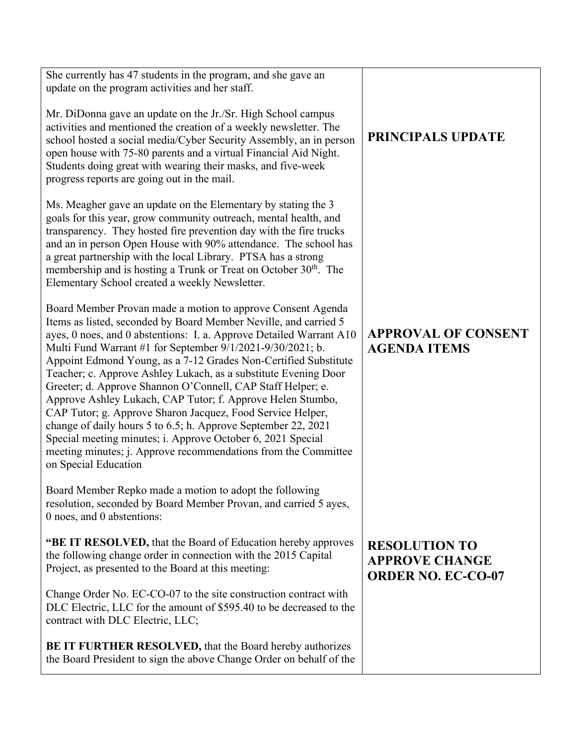| | |
|---|---|
| She currently has 47 students in the program, and she gave an update on the program activities and her staff.<br><br>Mr. DiDonna gave an update on the Jr./Sr. High School campus activities and mentioned the creation of a weekly newsletter. The school hosted a social media/Cyber Security Assembly, an in person open house with 75-80 parents and a virtual Financial Aid Night. Students doing great with wearing their masks, and five-week progress reports are going out in the mail.<br><br>Ms. Meagher gave an update on the Elementary by stating the 3 goals for this year, grow community outreach, mental health, and transparency. They hosted fire prevention day with the fire trucks and an in person Open House with 90% attendance. The school has a great partnership with the local Library. PTSA has a strong membership and is hosting a Trunk or Treat on October 30th. The Elementary School created a weekly Newsletter. | **PRINCIPALS UPDATE** |
| Board Member Provan made a motion to approve Consent Agenda Items as listed, seconded by Board Member Neville, and carried 5 ayes, 0 noes, and 0 abstentions: I. a. Approve Detailed Warrant A10 Multi Fund Warrant #1 for September 9/1/2021-9/30/2021; b. Appoint Edmond Young, as a 7-12 Grades Non-Certified Substitute Teacher; c. Approve Ashley Lukach, as a substitute Evening Door Greeter; d. Approve Shannon O'Connell, CAP Staff Helper; e. Approve Ashley Lukach, CAP Tutor; f. Approve Helen Stumbo, CAP Tutor; g. Approve Sharon Jacquez, Food Service Helper, change of daily hours 5 to 6.5; h. Approve September 22, 2021 Special meeting minutes; i. Approve October 6, 2021 Special meeting minutes; j. Approve recommendations from the Committee on Special Education | **APPROVAL OF CONSENT AGENDA ITEMS** |
| Board Member Repko made a motion to adopt the following resolution, seconded by Board Member Provan, and carried 5 ayes, 0 noes, and 0 abstentions:<br><br>**"BE IT RESOLVED,** that the Board of Education hereby approves the following change order in connection with the 2015 Capital Project, as presented to the Board at this meeting:<br><br>Change Order No. EC-CO-07 to the site construction contract with DLC Electric, LLC for the amount of $595.40 to be decreased to the contract with DLC Electric, LLC;<br><br>**BE IT FURTHER RESOLVED,** that the Board hereby authorizes the Board President to sign the above Change Order on behalf of the | **RESOLUTION TO APPROVE CHANGE ORDER NO. EC-CO-07** |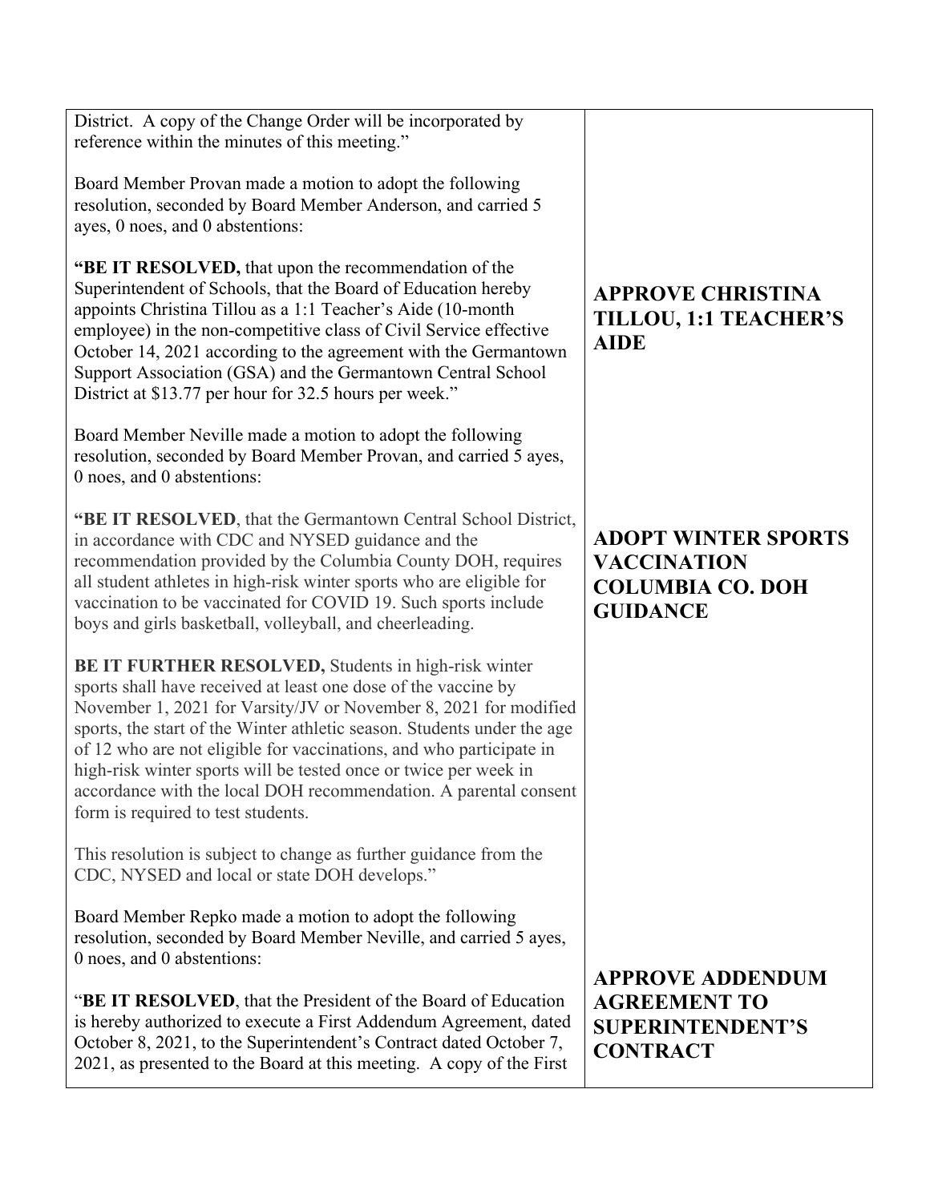| | |
|---|---|
| District. A copy of the Change Order will be incorporated by reference within the minutes of this meeting."<br><br>Board Member Provan made a motion to adopt the following resolution, seconded by Board Member Anderson, and carried 5 ayes, 0 noes, and 0 abstentions:<br><br>"**BE IT RESOLVED,** that upon the recommendation of the Superintendent of Schools, that the Board of Education hereby appoints Christina Tillou as a 1:1 Teacher's Aide (10-month employee) in the non-competitive class of Civil Service effective October 14, 2021 according to the agreement with the Germantown Support Association (GSA) and the Germantown Central School District at $13.77 per hour for 32.5 hours per week." | **APPROVE CHRISTINA TILLOU, 1:1 TEACHER'S AIDE** |
| Board Member Neville made a motion to adopt the following resolution, seconded by Board Member Provan, and carried 5 ayes, 0 noes, and 0 abstentions:<br><br>"**BE IT RESOLVED**, that the Germantown Central School District, in accordance with CDC and NYSED guidance and the recommendation provided by the Columbia County DOH, requires all student athletes in high-risk winter sports who are eligible for vaccination to be vaccinated for COVID 19. Such sports include boys and girls basketball, volleyball, and cheerleading.<br><br>**BE IT FURTHER RESOLVED,** Students in high-risk winter sports shall have received at least one dose of the vaccine by November 1, 2021 for Varsity/JV or November 8, 2021 for modified sports, the start of the Winter athletic season. Students under the age of 12 who are not eligible for vaccinations, and who participate in high-risk winter sports will be tested once or twice per week in accordance with the local DOH recommendation. A parental consent form is required to test students.<br><br>This resolution is subject to change as further guidance from the CDC, NYSED and local or state DOH develops." | **ADOPT WINTER SPORTS VACCINATION COLUMBIA CO. DOH GUIDANCE** |
| Board Member Repko made a motion to adopt the following resolution, seconded by Board Member Neville, and carried 5 ayes, 0 noes, and 0 abstentions:<br><br>"**BE IT RESOLVED**, that the President of the Board of Education is hereby authorized to execute a First Addendum Agreement, dated October 8, 2021, to the Superintendent's Contract dated October 7, 2021, as presented to the Board at this meeting. A copy of the First | **APPROVE ADDENDUM AGREEMENT TO SUPERINTENDENT'S CONTRACT** |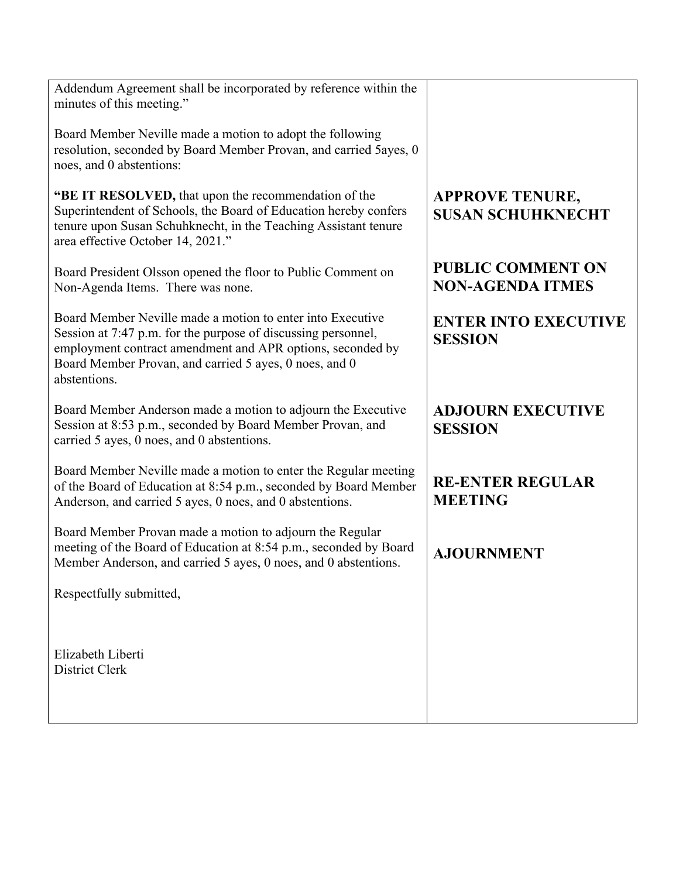| | |
|---|---|
| Addendum Agreement shall be incorporated by reference within the minutes of this meeting." | |
| Board Member Neville made a motion to adopt the following resolution, seconded by Board Member Provan, and carried 5ayes, 0 noes, and 0 abstentions: | |
| **"BE IT RESOLVED,** that upon the recommendation of the Superintendent of Schools, the Board of Education hereby confers tenure upon Susan Schuhknecht, in the Teaching Assistant tenure area effective October 14, 2021." | **APPROVE TENURE, SUSAN SCHUHKNECHT** |
| Board President Olsson opened the floor to Public Comment on Non-Agenda Items. There was none. | **PUBLIC COMMENT ON NON-AGENDA ITMES** |
| Board Member Neville made a motion to enter into Executive Session at 7:47 p.m. for the purpose of discussing personnel, employment contract amendment and APR options, seconded by Board Member Provan, and carried 5 ayes, 0 noes, and 0 abstentions. | **ENTER INTO EXECUTIVE SESSION** |
| Board Member Anderson made a motion to adjourn the Executive Session at 8:53 p.m., seconded by Board Member Provan, and carried 5 ayes, 0 noes, and 0 abstentions. | **ADJOURN EXECUTIVE SESSION** |
| Board Member Neville made a motion to enter the Regular meeting of the Board of Education at 8:54 p.m., seconded by Board Member Anderson, and carried 5 ayes, 0 noes, and 0 abstentions. | **RE-ENTER REGULAR MEETING** |
| Board Member Provan made a motion to adjourn the Regular meeting of the Board of Education at 8:54 p.m., seconded by Board Member Anderson, and carried 5 ayes, 0 noes, and 0 abstentions. | **AJOURNMENT** |
| Respectfully submitted,<br><br>Elizabeth Liberti<br>District Clerk | |